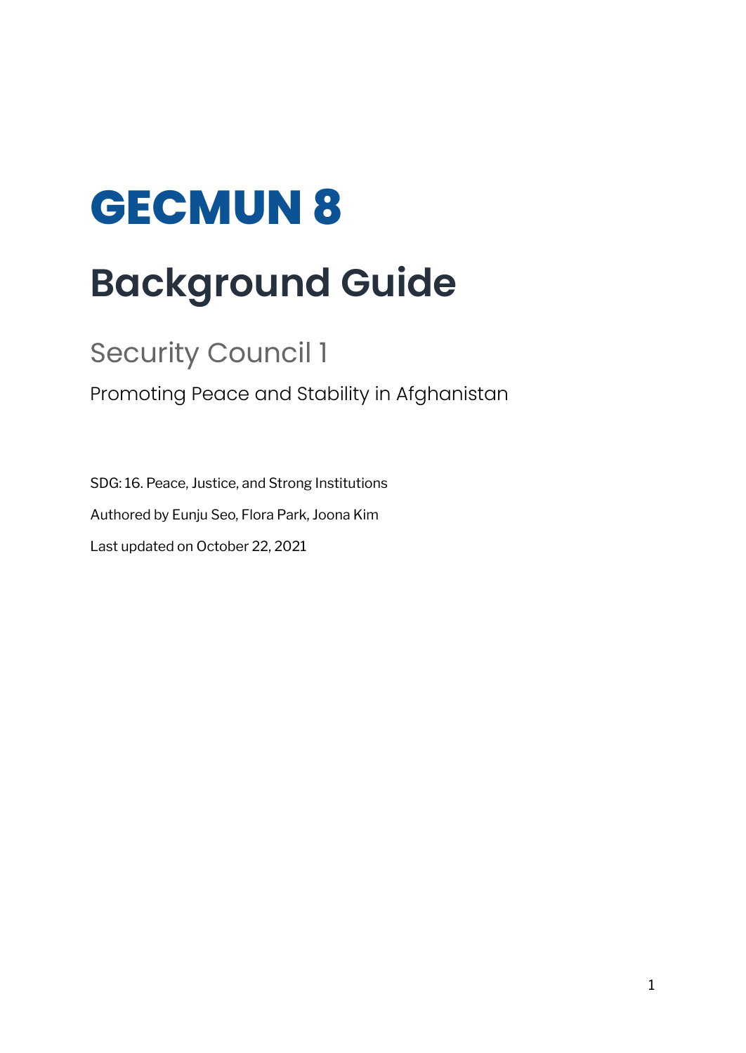# GECMUN 8

# Background Guide

## Security Council 1

### Promoting Peace and Stability in Afghanistan

SDG: 16. Peace, Justice, and Strong Institutions

Authored by Eunju Seo, Flora Park, Joona Kim

Last updated on October 22, 2021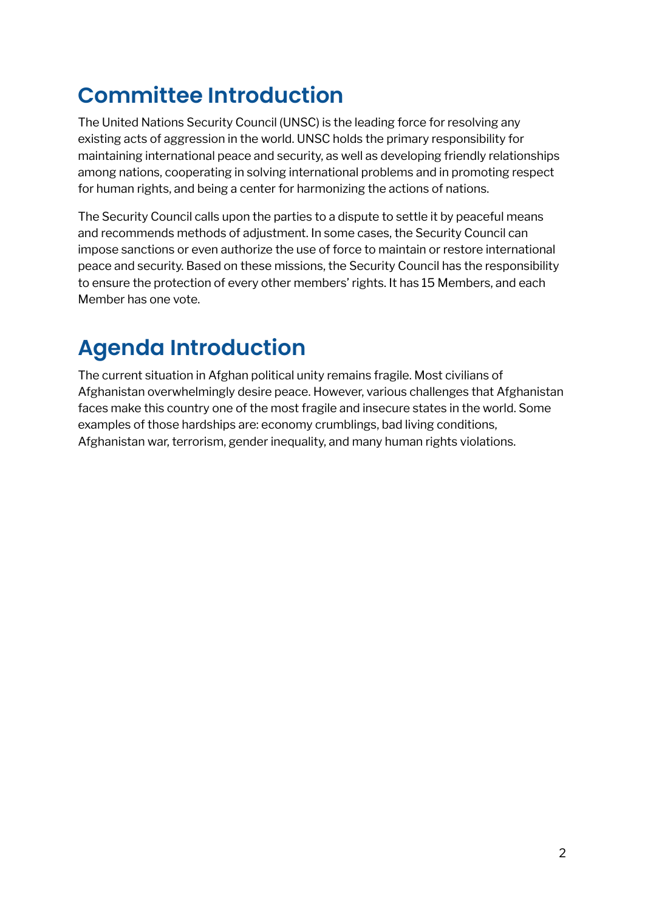# Committee Introduction

The United Nations Security Council (UNSC) is the leading force for resolving any existing acts of aggression in the world. UNSC holds the primary responsibility for maintaining international peace and security, as well as developing friendly relationships among nations, cooperating in solving international problems and in promoting respect for human rights, and being a center for harmonizing the actions of nations.

The Security Council calls upon the parties to a dispute to settle it by peaceful means and recommends methods of adjustment. In some cases, the Security Council can impose sanctions or even authorize the use of force to maintain or restore international peace and security. Based on these missions, the Security Council has the responsibility to ensure the protection of every other members' rights. It has 15 Members, and each Member has one vote.

# Agenda Introduction

The current situation in Afghan political unity remains fragile. Most civilians of Afghanistan overwhelmingly desire peace. However, various challenges that Afghanistan faces make this country one of the most fragile and insecure states in the world. Some examples of those hardships are: economy crumblings, bad living conditions, Afghanistan war, terrorism, gender inequality, and many human rights violations.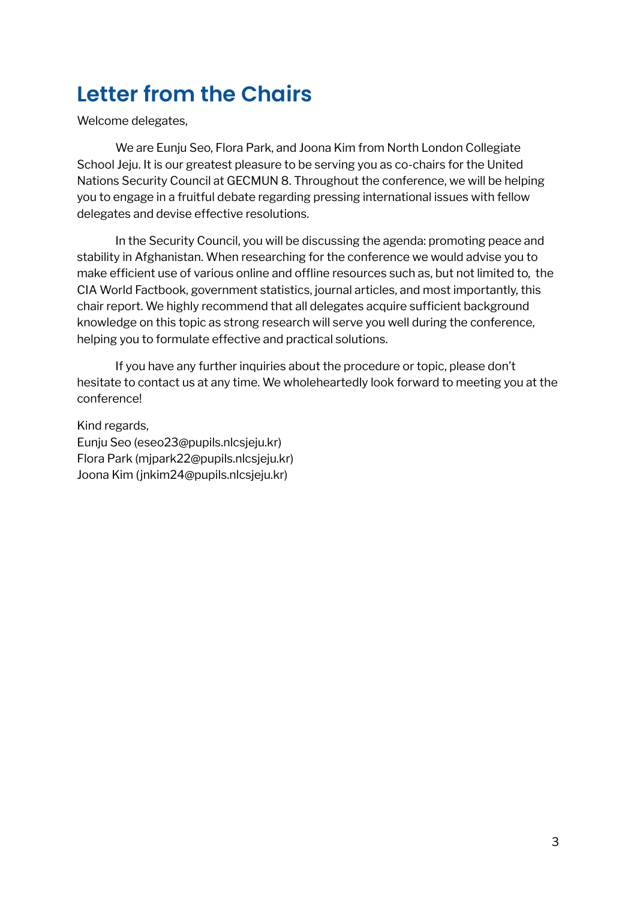# Letter from the Chairs

Welcome delegates,

We are Eunju Seo, Flora Park, and Joona Kim from North London Collegiate School Jeju. It is our greatest pleasure to be serving you as co-chairs for the United Nations Security Council at GECMUN 8. Throughout the conference, we will be helping you to engage in a fruitful debate regarding pressing international issues with fellow delegates and devise effective resolutions.

In the Security Council, you will be discussing the agenda: promoting peace and stability in Afghanistan. When researching for the conference we would advise you to make efficient use of various online and offline resources such as, but not limited to, the CIA World Factbook, government statistics, journal articles, and most importantly, this chair report. We highly recommend that all delegates acquire sufficient background knowledge on this topic as strong research will serve you well during the conference, helping you to formulate effective and practical solutions.

If you have any further inquiries about the procedure or topic, please don't hesitate to contact us at any time. We wholeheartedly look forward to meeting you at the conference!

Kind regards,
Eunju Seo (eseo23@pupils.nlcsjeju.kr)
Flora Park (mjpark22@pupils.nlcsjeju.kr)
Joona Kim (jnkim24@pupils.nlcsjeju.kr)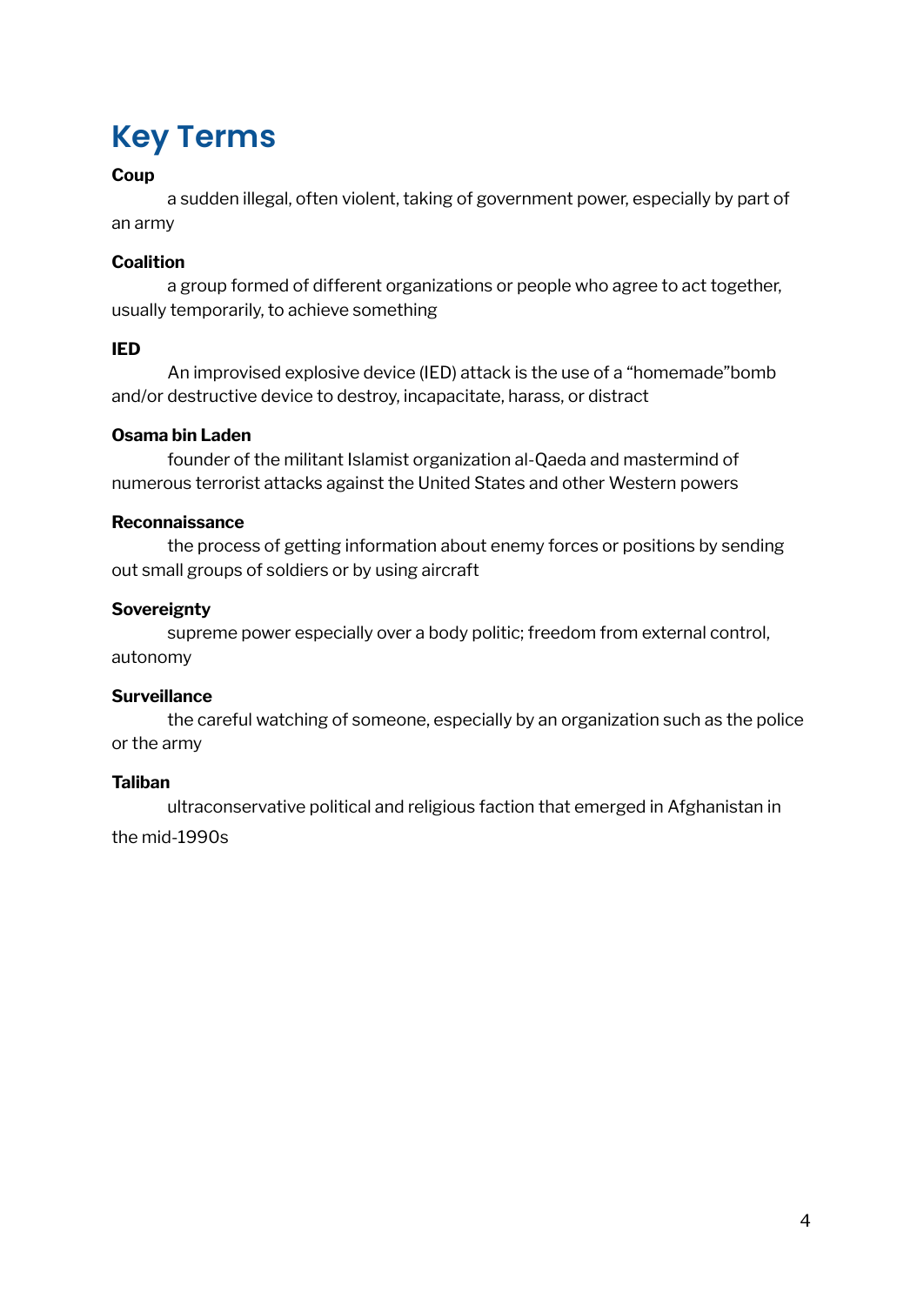# Key Terms

**Coup**

a sudden illegal, often violent, taking of government power, especially by part of an army

**Coalition**

a group formed of different organizations or people who agree to act together, usually temporarily, to achieve something

**IED**

An improvised explosive device (IED) attack is the use of a "homemade"bomb and/or destructive device to destroy, incapacitate, harass, or distract

**Osama bin Laden**

founder of the militant Islamist organization al-Qaeda and mastermind of numerous terrorist attacks against the United States and other Western powers

**Reconnaissance**

the process of getting information about enemy forces or positions by sending out small groups of soldiers or by using aircraft

**Sovereignty**

supreme power especially over a body politic; freedom from external control, autonomy

**Surveillance**

the careful watching of someone, especially by an organization such as the police or the army

**Taliban**

ultraconservative political and religious faction that emerged in Afghanistan in the mid-1990s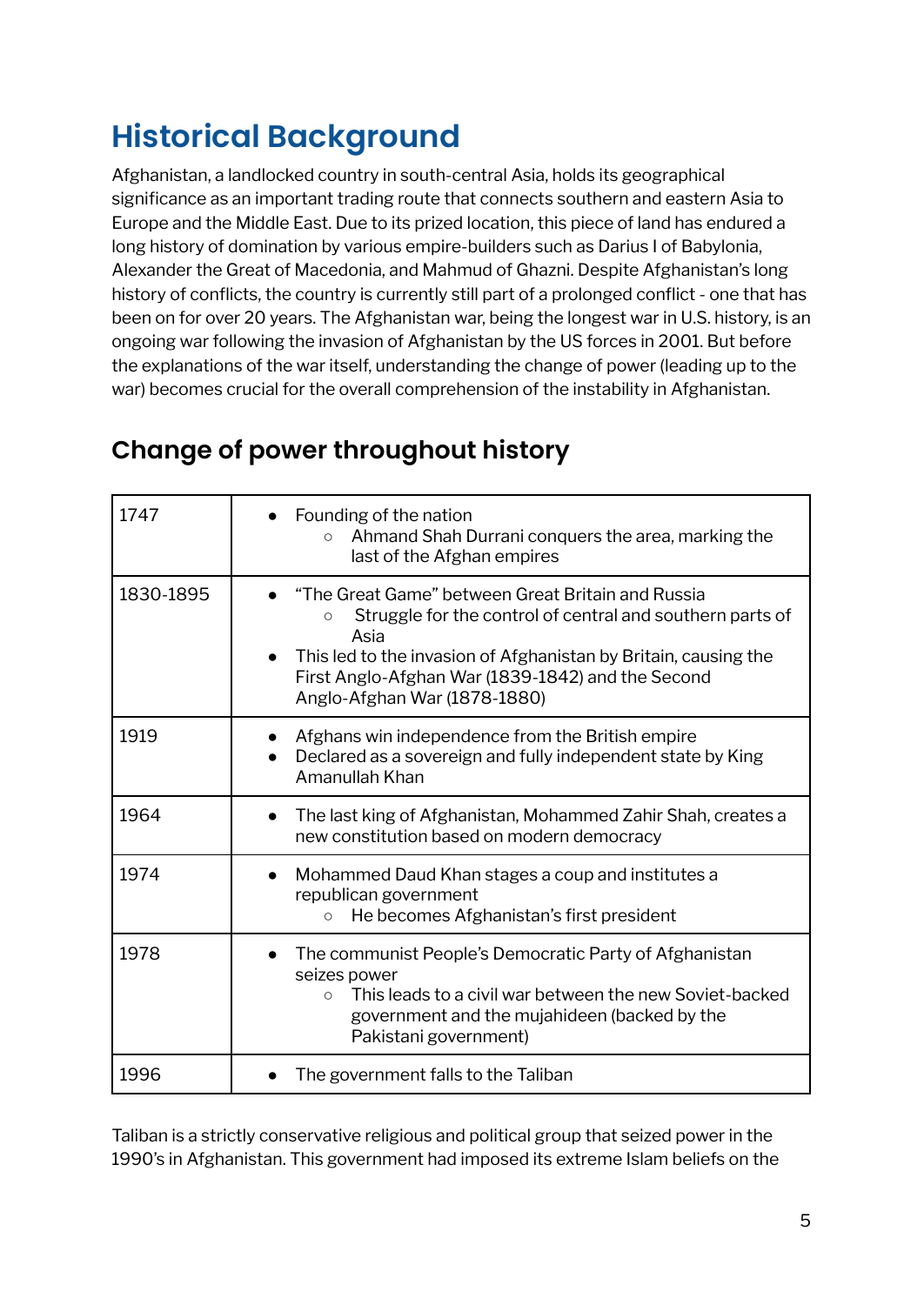# Historical Background

Afghanistan, a landlocked country in south-central Asia, holds its geographical significance as an important trading route that connects southern and eastern Asia to Europe and the Middle East. Due to its prized location, this piece of land has endured a long history of domination by various empire-builders such as Darius I of Babylonia, Alexander the Great of Macedonia, and Mahmud of Ghazni. Despite Afghanistan's long history of conflicts, the country is currently still part of a prolonged conflict - one that has been on for over 20 years. The Afghanistan war, being the longest war in U.S. history, is an ongoing war following the invasion of Afghanistan by the US forces in 2001. But before the explanations of the war itself, understanding the change of power (leading up to the war) becomes crucial for the overall comprehension of the instability in Afghanistan.

## Change of power throughout history

| | |
|---|---|
| 1747 | • Founding of the nation<br>  ○ Ahmand Shah Durrani conquers the area, marking the last of the Afghan empires |
| 1830-1895 | • "The Great Game" between Great Britain and Russia<br>  ○ Struggle for the control of central and southern parts of Asia<br>• This led to the invasion of Afghanistan by Britain, causing the First Anglo-Afghan War (1839-1842) and the Second Anglo-Afghan War (1878-1880) |
| 1919 | • Afghans win independence from the British empire<br>• Declared as a sovereign and fully independent state by King Amanullah Khan |
| 1964 | • The last king of Afghanistan, Mohammed Zahir Shah, creates a new constitution based on modern democracy |
| 1974 | • Mohammed Daud Khan stages a coup and institutes a republican government<br>  ○ He becomes Afghanistan's first president |
| 1978 | • The communist People's Democratic Party of Afghanistan seizes power<br>  ○ This leads to a civil war between the new Soviet-backed government and the mujahideen (backed by the Pakistani government) |
| 1996 | • The government falls to the Taliban |

Taliban is a strictly conservative religious and political group that seized power in the 1990's in Afghanistan. This government had imposed its extreme Islam beliefs on the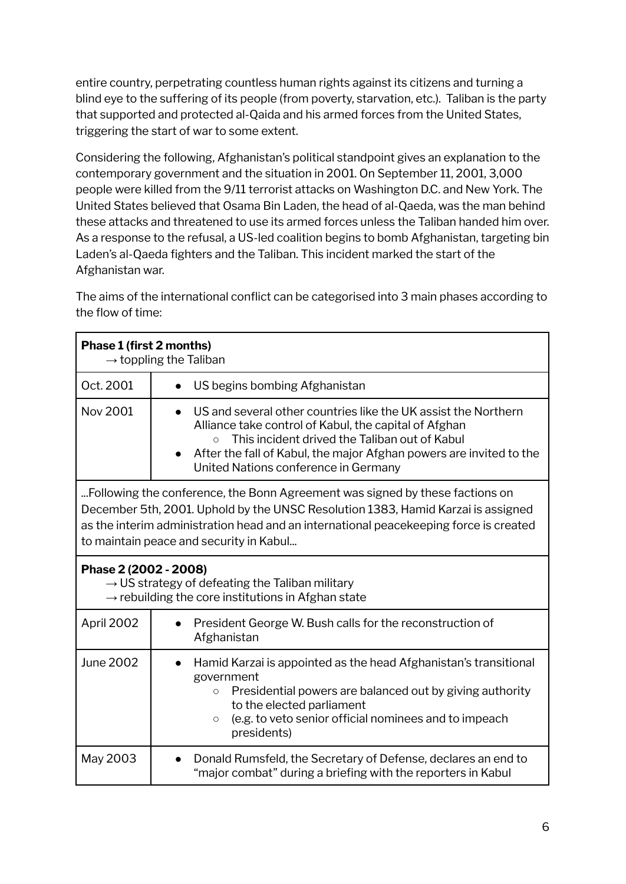entire country, perpetrating countless human rights against its citizens and turning a blind eye to the suffering of its people (from poverty, starvation, etc.). Taliban is the party that supported and protected al-Qaida and his armed forces from the United States, triggering the start of war to some extent.

Considering the following, Afghanistan's political standpoint gives an explanation to the contemporary government and the situation in 2001. On September 11, 2001, 3,000 people were killed from the 9/11 terrorist attacks on Washington D.C. and New York. The United States believed that Osama Bin Laden, the head of al-Qaeda, was the man behind these attacks and threatened to use its armed forces unless the Taliban handed him over. As a response to the refusal, a US-led coalition begins to bomb Afghanistan, targeting bin Laden's al-Qaeda fighters and the Taliban. This incident marked the start of the Afghanistan war.

The aims of the international conflict can be categorised into 3 main phases according to the flow of time:

| **Phase 1 (first 2 months)**<br>→ toppling the Taliban | |
|---|---|
| Oct. 2001 | • US begins bombing Afghanistan |
| Nov 2001 | • US and several other countries like the UK assist the Northern Alliance take control of Kabul, the capital of Afghan<br>&nbsp;&nbsp;&nbsp;&nbsp;○ This incident drived the Taliban out of Kabul<br>• After the fall of Kabul, the major Afghan powers are invited to the United Nations conference in Germany |
| ...Following the conference, the Bonn Agreement was signed by these factions on December 5th, 2001. Uphold by the UNSC Resolution 1383, Hamid Karzai is assigned as the interim administration head and an international peacekeeping force is created to maintain peace and security in Kabul... | |
| **Phase 2 (2002 - 2008)**<br>→ US strategy of defeating the Taliban military<br>→ rebuilding the core institutions in Afghan state | |
| April 2002 | • President George W. Bush calls for the reconstruction of Afghanistan |
| June 2002 | • Hamid Karzai is appointed as the head Afghanistan's transitional government<br>&nbsp;&nbsp;&nbsp;&nbsp;○ Presidential powers are balanced out by giving authority to the elected parliament<br>&nbsp;&nbsp;&nbsp;&nbsp;○ (e.g. to veto senior official nominees and to impeach presidents) |
| May 2003 | • Donald Rumsfeld, the Secretary of Defense, declares an end to "major combat" during a briefing with the reporters in Kabul |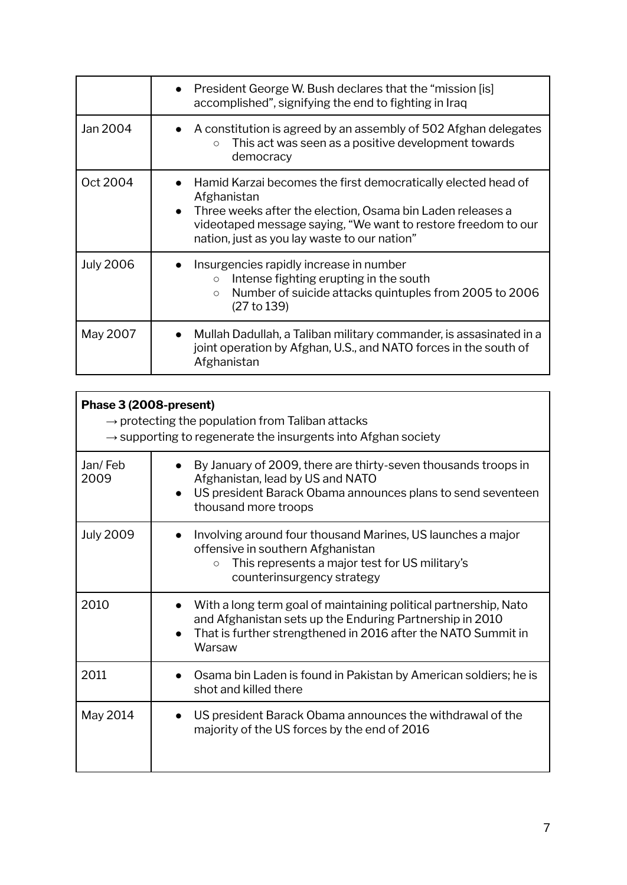| | |
|---|---|
| | • President George W. Bush declares that the "mission [is] accomplished", signifying the end to fighting in Iraq |
| Jan 2004 | • A constitution is agreed by an assembly of 502 Afghan delegates<br>&nbsp;&nbsp;&nbsp;&nbsp;○ This act was seen as a positive development towards democracy |
| Oct 2004 | • Hamid Karzai becomes the first democratically elected head of Afghanistan<br>• Three weeks after the election, Osama bin Laden releases a videotaped message saying, "We want to restore freedom to our nation, just as you lay waste to our nation" |
| July 2006 | • Insurgencies rapidly increase in number<br>&nbsp;&nbsp;&nbsp;&nbsp;○ Intense fighting erupting in the south<br>&nbsp;&nbsp;&nbsp;&nbsp;○ Number of suicide attacks quintuples from 2005 to 2006 (27 to 139) |
| May 2007 | • Mullah Dadullah, a Taliban military commander, is assasinated in a joint operation by Afghan, U.S., and NATO forces in the south of Afghanistan |

| **Phase 3 (2008-present)**<br>→ protecting the population from Taliban attacks<br>→ supporting to regenerate the insurgents into Afghan society | |
|---|---|
| Jan/ Feb 2009 | • By January of 2009, there are thirty-seven thousands troops in Afghanistan, lead by US and NATO<br>• US president Barack Obama announces plans to send seventeen thousand more troops |
| July 2009 | • Involving around four thousand Marines, US launches a major offensive in southern Afghanistan<br>&nbsp;&nbsp;&nbsp;&nbsp;○ This represents a major test for US military's counterinsurgency strategy |
| 2010 | • With a long term goal of maintaining political partnership, Nato and Afghanistan sets up the Enduring Partnership in 2010<br>• That is further strengthened in 2016 after the NATO Summit in Warsaw |
| 2011 | • Osama bin Laden is found in Pakistan by American soldiers; he is shot and killed there |
| May 2014 | • US president Barack Obama announces the withdrawal of the majority of the US forces by the end of 2016 |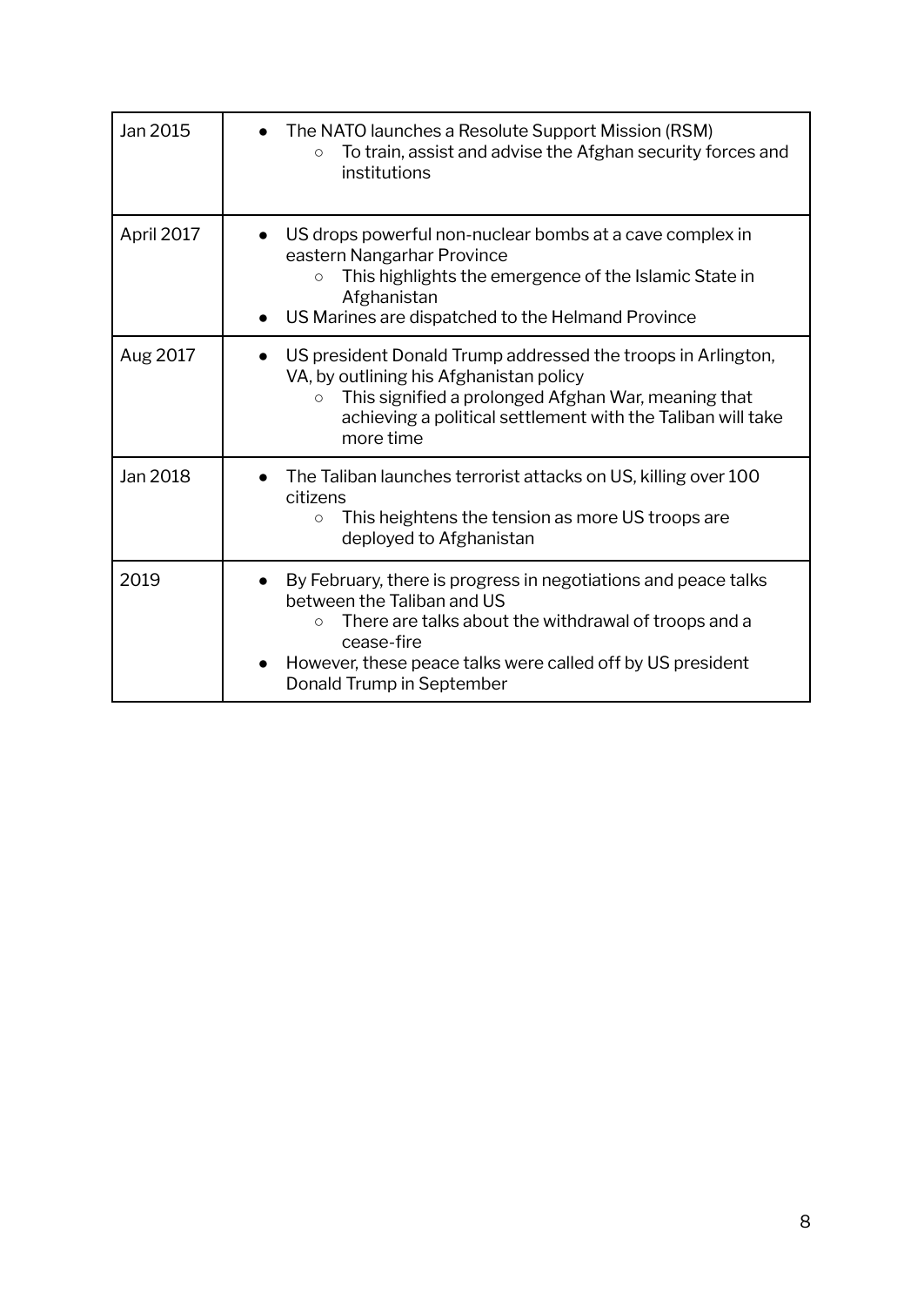| Date | Event |
|---|---|
| Jan 2015 | • The NATO launches a Resolute Support Mission (RSM)<br>  ○ To train, assist and advise the Afghan security forces and institutions |
| April 2017 | • US drops powerful non-nuclear bombs at a cave complex in eastern Nangarhar Province<br>  ○ This highlights the emergence of the Islamic State in Afghanistan<br>• US Marines are dispatched to the Helmand Province |
| Aug 2017 | • US president Donald Trump addressed the troops in Arlington, VA, by outlining his Afghanistan policy<br>  ○ This signified a prolonged Afghan War, meaning that achieving a political settlement with the Taliban will take more time |
| Jan 2018 | • The Taliban launches terrorist attacks on US, killing over 100 citizens<br>  ○ This heightens the tension as more US troops are deployed to Afghanistan |
| 2019 | • By February, there is progress in negotiations and peace talks between the Taliban and US<br>  ○ There are talks about the withdrawal of troops and a cease-fire<br>• However, these peace talks were called off by US president Donald Trump in September |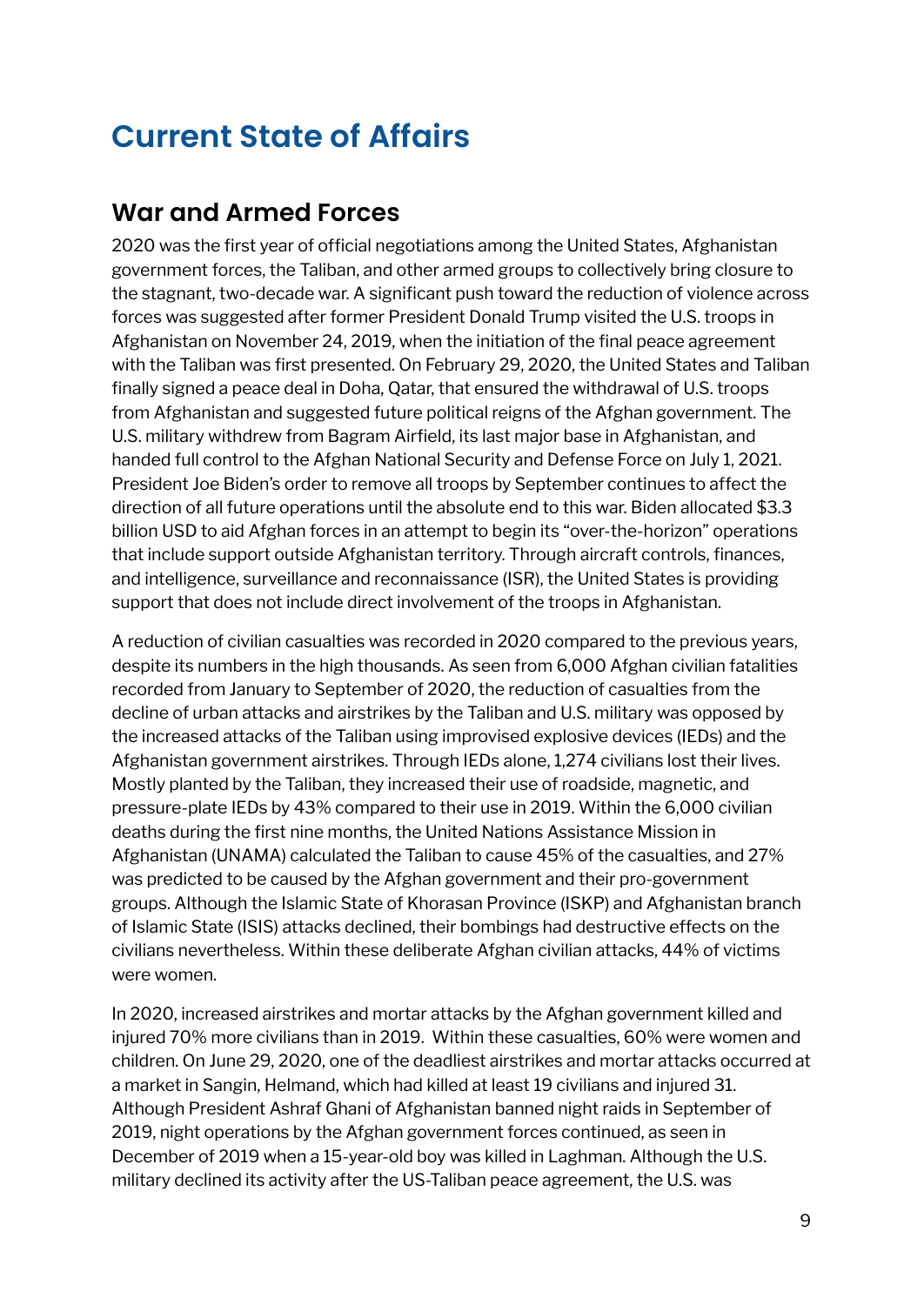# Current State of Affairs

## War and Armed Forces

2020 was the first year of official negotiations among the United States, Afghanistan government forces, the Taliban, and other armed groups to collectively bring closure to the stagnant, two-decade war. A significant push toward the reduction of violence across forces was suggested after former President Donald Trump visited the U.S. troops in Afghanistan on November 24, 2019, when the initiation of the final peace agreement with the Taliban was first presented. On February 29, 2020, the United States and Taliban finally signed a peace deal in Doha, Qatar, that ensured the withdrawal of U.S. troops from Afghanistan and suggested future political reigns of the Afghan government. The U.S. military withdrew from Bagram Airfield, its last major base in Afghanistan, and handed full control to the Afghan National Security and Defense Force on July 1, 2021. President Joe Biden's order to remove all troops by September continues to affect the direction of all future operations until the absolute end to this war. Biden allocated $3.3 billion USD to aid Afghan forces in an attempt to begin its "over-the-horizon" operations that include support outside Afghanistan territory. Through aircraft controls, finances, and intelligence, surveillance and reconnaissance (ISR), the United States is providing support that does not include direct involvement of the troops in Afghanistan.

A reduction of civilian casualties was recorded in 2020 compared to the previous years, despite its numbers in the high thousands. As seen from 6,000 Afghan civilian fatalities recorded from January to September of 2020, the reduction of casualties from the decline of urban attacks and airstrikes by the Taliban and U.S. military was opposed by the increased attacks of the Taliban using improvised explosive devices (IEDs) and the Afghanistan government airstrikes. Through IEDs alone, 1,274 civilians lost their lives. Mostly planted by the Taliban, they increased their use of roadside, magnetic, and pressure-plate IEDs by 43% compared to their use in 2019. Within the 6,000 civilian deaths during the first nine months, the United Nations Assistance Mission in Afghanistan (UNAMA) calculated the Taliban to cause 45% of the casualties, and 27% was predicted to be caused by the Afghan government and their pro-government groups. Although the Islamic State of Khorasan Province (ISKP) and Afghanistan branch of Islamic State (ISIS) attacks declined, their bombings had destructive effects on the civilians nevertheless. Within these deliberate Afghan civilian attacks, 44% of victims were women.

In 2020, increased airstrikes and mortar attacks by the Afghan government killed and injured 70% more civilians than in 2019. Within these casualties, 60% were women and children. On June 29, 2020, one of the deadliest airstrikes and mortar attacks occurred at a market in Sangin, Helmand, which had killed at least 19 civilians and injured 31. Although President Ashraf Ghani of Afghanistan banned night raids in September of 2019, night operations by the Afghan government forces continued, as seen in December of 2019 when a 15-year-old boy was killed in Laghman. Although the U.S. military declined its activity after the US-Taliban peace agreement, the U.S. was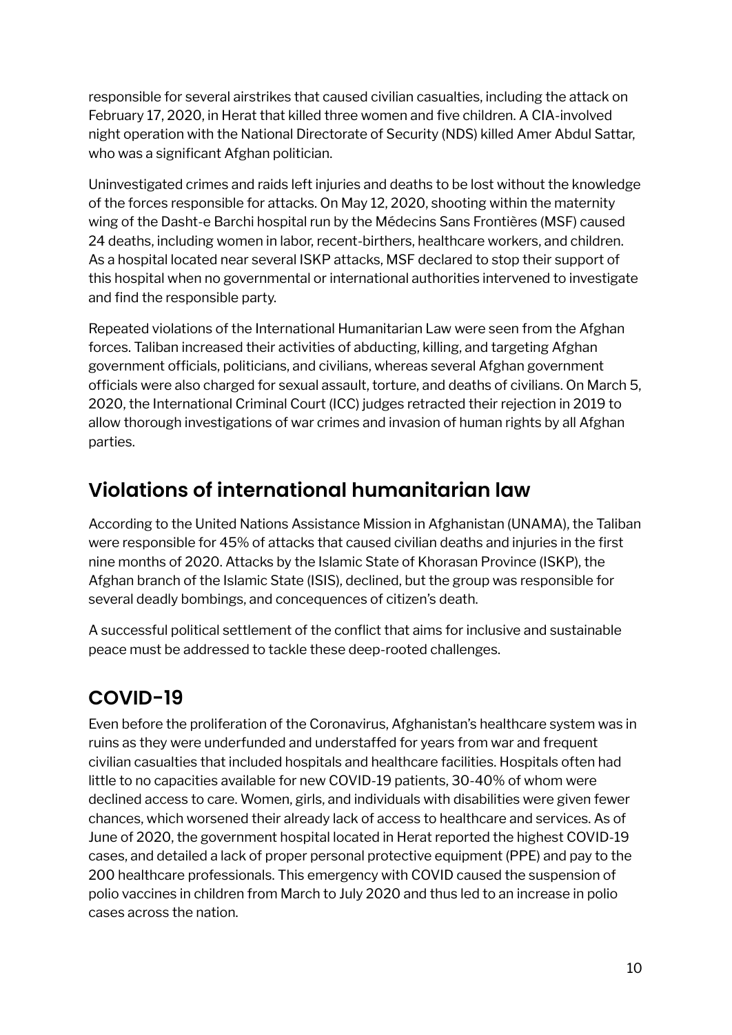responsible for several airstrikes that caused civilian casualties, including the attack on February 17, 2020, in Herat that killed three women and five children. A CIA-involved night operation with the National Directorate of Security (NDS) killed Amer Abdul Sattar, who was a significant Afghan politician.

Uninvestigated crimes and raids left injuries and deaths to be lost without the knowledge of the forces responsible for attacks. On May 12, 2020, shooting within the maternity wing of the Dasht-e Barchi hospital run by the Médecins Sans Frontières (MSF) caused 24 deaths, including women in labor, recent-birthers, healthcare workers, and children. As a hospital located near several ISKP attacks, MSF declared to stop their support of this hospital when no governmental or international authorities intervened to investigate and find the responsible party.

Repeated violations of the International Humanitarian Law were seen from the Afghan forces. Taliban increased their activities of abducting, killing, and targeting Afghan government officials, politicians, and civilians, whereas several Afghan government officials were also charged for sexual assault, torture, and deaths of civilians. On March 5, 2020, the International Criminal Court (ICC) judges retracted their rejection in 2019 to allow thorough investigations of war crimes and invasion of human rights by all Afghan parties.

## Violations of international humanitarian law

According to the United Nations Assistance Mission in Afghanistan (UNAMA), the Taliban were responsible for 45% of attacks that caused civilian deaths and injuries in the first nine months of 2020. Attacks by the Islamic State of Khorasan Province (ISKP), the Afghan branch of the Islamic State (ISIS), declined, but the group was responsible for several deadly bombings, and concequences of citizen's death.

A successful political settlement of the conflict that aims for inclusive and sustainable peace must be addressed to tackle these deep-rooted challenges.

## COVID-19

Even before the proliferation of the Coronavirus, Afghanistan's healthcare system was in ruins as they were underfunded and understaffed for years from war and frequent civilian casualties that included hospitals and healthcare facilities. Hospitals often had little to no capacities available for new COVID-19 patients, 30-40% of whom were declined access to care. Women, girls, and individuals with disabilities were given fewer chances, which worsened their already lack of access to healthcare and services. As of June of 2020, the government hospital located in Herat reported the highest COVID-19 cases, and detailed a lack of proper personal protective equipment (PPE) and pay to the 200 healthcare professionals. This emergency with COVID caused the suspension of polio vaccines in children from March to July 2020 and thus led to an increase in polio cases across the nation.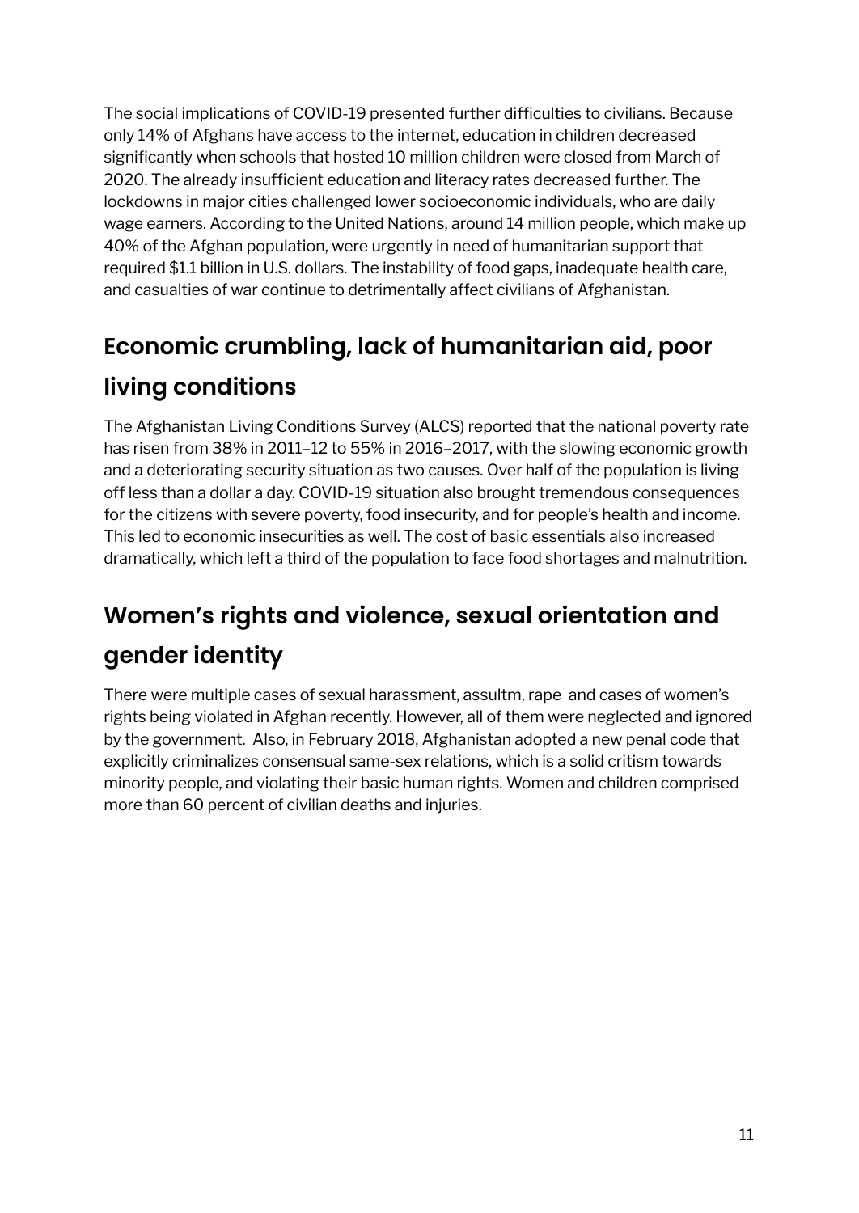The social implications of COVID-19 presented further difficulties to civilians. Because only 14% of Afghans have access to the internet, education in children decreased significantly when schools that hosted 10 million children were closed from March of 2020. The already insufficient education and literacy rates decreased further. The lockdowns in major cities challenged lower socioeconomic individuals, who are daily wage earners. According to the United Nations, around 14 million people, which make up 40% of the Afghan population, were urgently in need of humanitarian support that required $1.1 billion in U.S. dollars. The instability of food gaps, inadequate health care, and casualties of war continue to detrimentally affect civilians of Afghanistan.

## Economic crumbling, lack of humanitarian aid, poor living conditions

The Afghanistan Living Conditions Survey (ALCS) reported that the national poverty rate has risen from 38% in 2011–12 to 55% in 2016–2017, with the slowing economic growth and a deteriorating security situation as two causes. Over half of the population is living off less than a dollar a day. COVID-19 situation also brought tremendous consequences for the citizens with severe poverty, food insecurity, and for people's health and income. This led to economic insecurities as well. The cost of basic essentials also increased dramatically, which left a third of the population to face food shortages and malnutrition.

## Women's rights and violence, sexual orientation and gender identity

There were multiple cases of sexual harassment, assultm, rape and cases of women's rights being violated in Afghan recently. However, all of them were neglected and ignored by the government. Also, in February 2018, Afghanistan adopted a new penal code that explicitly criminalizes consensual same-sex relations, which is a solid critism towards minority people, and violating their basic human rights. Women and children comprised more than 60 percent of civilian deaths and injuries.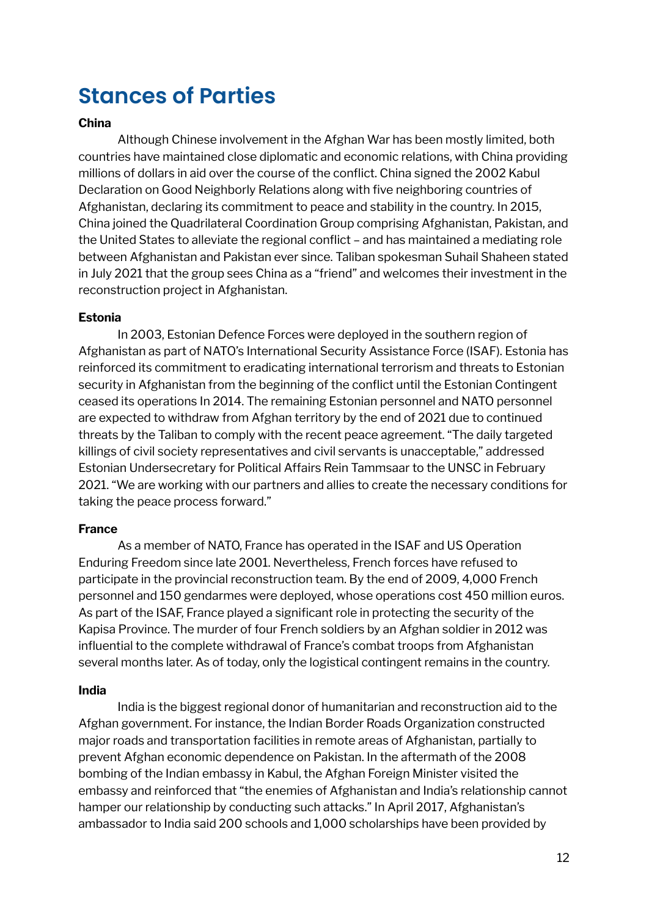# Stances of Parties

**China**

Although Chinese involvement in the Afghan War has been mostly limited, both countries have maintained close diplomatic and economic relations, with China providing millions of dollars in aid over the course of the conflict. China signed the 2002 Kabul Declaration on Good Neighborly Relations along with five neighboring countries of Afghanistan, declaring its commitment to peace and stability in the country. In 2015, China joined the Quadrilateral Coordination Group comprising Afghanistan, Pakistan, and the United States to alleviate the regional conflict – and has maintained a mediating role between Afghanistan and Pakistan ever since. Taliban spokesman Suhail Shaheen stated in July 2021 that the group sees China as a "friend" and welcomes their investment in the reconstruction project in Afghanistan.

**Estonia**

In 2003, Estonian Defence Forces were deployed in the southern region of Afghanistan as part of NATO's International Security Assistance Force (ISAF). Estonia has reinforced its commitment to eradicating international terrorism and threats to Estonian security in Afghanistan from the beginning of the conflict until the Estonian Contingent ceased its operations In 2014. The remaining Estonian personnel and NATO personnel are expected to withdraw from Afghan territory by the end of 2021 due to continued threats by the Taliban to comply with the recent peace agreement. "The daily targeted killings of civil society representatives and civil servants is unacceptable," addressed Estonian Undersecretary for Political Affairs Rein Tammsaar to the UNSC in February 2021. "We are working with our partners and allies to create the necessary conditions for taking the peace process forward."

**France**

As a member of NATO, France has operated in the ISAF and US Operation Enduring Freedom since late 2001. Nevertheless, French forces have refused to participate in the provincial reconstruction team. By the end of 2009, 4,000 French personnel and 150 gendarmes were deployed, whose operations cost 450 million euros. As part of the ISAF, France played a significant role in protecting the security of the Kapisa Province. The murder of four French soldiers by an Afghan soldier in 2012 was influential to the complete withdrawal of France's combat troops from Afghanistan several months later. As of today, only the logistical contingent remains in the country.

**India**

India is the biggest regional donor of humanitarian and reconstruction aid to the Afghan government. For instance, the Indian Border Roads Organization constructed major roads and transportation facilities in remote areas of Afghanistan, partially to prevent Afghan economic dependence on Pakistan. In the aftermath of the 2008 bombing of the Indian embassy in Kabul, the Afghan Foreign Minister visited the embassy and reinforced that "the enemies of Afghanistan and India's relationship cannot hamper our relationship by conducting such attacks." In April 2017, Afghanistan's ambassador to India said 200 schools and 1,000 scholarships have been provided by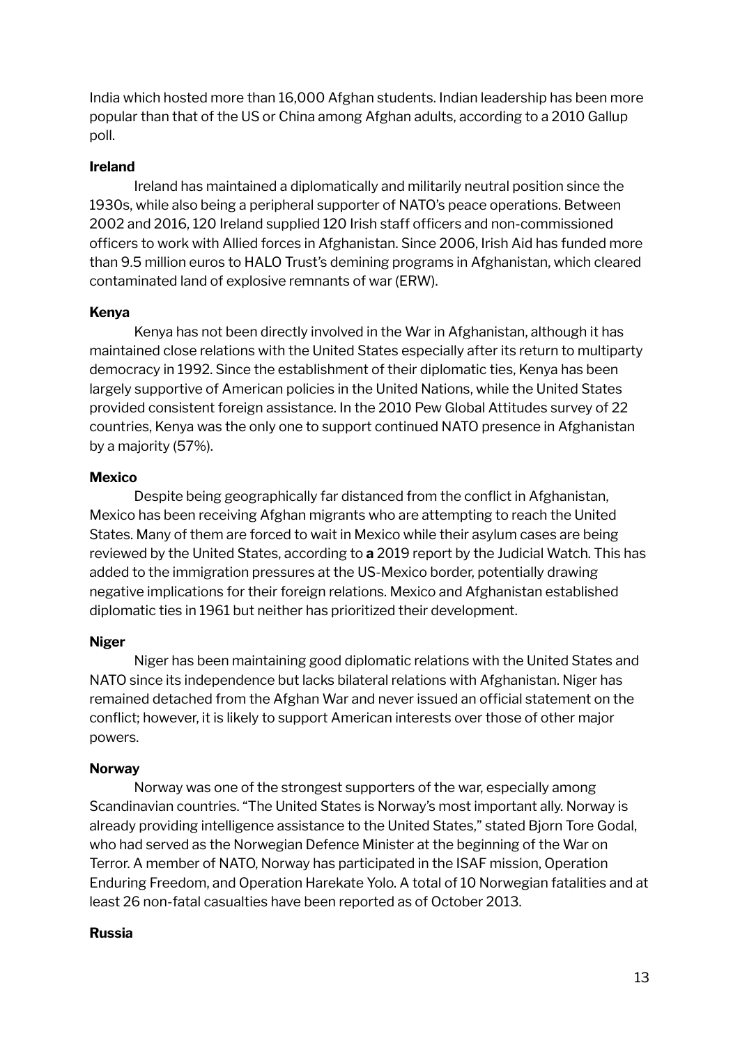India which hosted more than 16,000 Afghan students. Indian leadership has been more popular than that of the US or China among Afghan adults, according to a 2010 Gallup poll.

**Ireland**

Ireland has maintained a diplomatically and militarily neutral position since the 1930s, while also being a peripheral supporter of NATO's peace operations. Between 2002 and 2016, 120 Ireland supplied 120 Irish staff officers and non-commissioned officers to work with Allied forces in Afghanistan. Since 2006, Irish Aid has funded more than 9.5 million euros to HALO Trust's demining programs in Afghanistan, which cleared contaminated land of explosive remnants of war (ERW).

**Kenya**

Kenya has not been directly involved in the War in Afghanistan, although it has maintained close relations with the United States especially after its return to multiparty democracy in 1992. Since the establishment of their diplomatic ties, Kenya has been largely supportive of American policies in the United Nations, while the United States provided consistent foreign assistance. In the 2010 Pew Global Attitudes survey of 22 countries, Kenya was the only one to support continued NATO presence in Afghanistan by a majority (57%).

**Mexico**

Despite being geographically far distanced from the conflict in Afghanistan, Mexico has been receiving Afghan migrants who are attempting to reach the United States. Many of them are forced to wait in Mexico while their asylum cases are being reviewed by the United States, according to **a** 2019 report by the Judicial Watch. This has added to the immigration pressures at the US-Mexico border, potentially drawing negative implications for their foreign relations. Mexico and Afghanistan established diplomatic ties in 1961 but neither has prioritized their development.

**Niger**

Niger has been maintaining good diplomatic relations with the United States and NATO since its independence but lacks bilateral relations with Afghanistan. Niger has remained detached from the Afghan War and never issued an official statement on the conflict; however, it is likely to support American interests over those of other major powers.

**Norway**

Norway was one of the strongest supporters of the war, especially among Scandinavian countries. "The United States is Norway's most important ally. Norway is already providing intelligence assistance to the United States," stated Bjorn Tore Godal, who had served as the Norwegian Defence Minister at the beginning of the War on Terror. A member of NATO, Norway has participated in the ISAF mission, Operation Enduring Freedom, and Operation Harekate Yolo. A total of 10 Norwegian fatalities and at least 26 non-fatal casualties have been reported as of October 2013.

**Russia**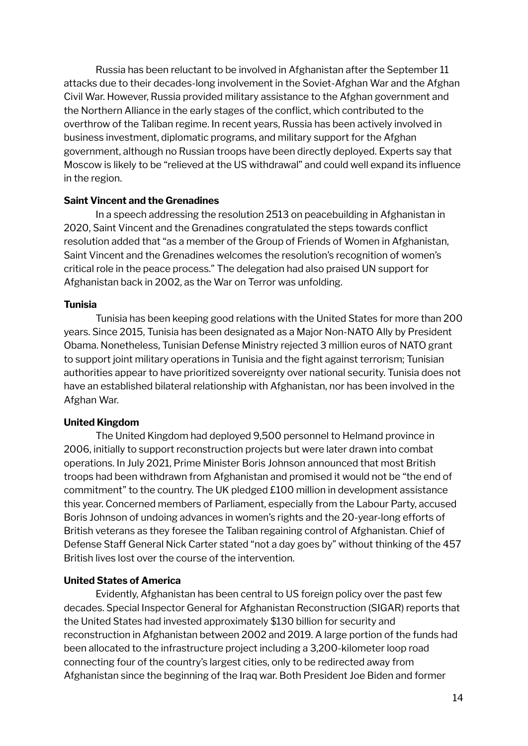Russia has been reluctant to be involved in Afghanistan after the September 11 attacks due to their decades-long involvement in the Soviet-Afghan War and the Afghan Civil War. However, Russia provided military assistance to the Afghan government and the Northern Alliance in the early stages of the conflict, which contributed to the overthrow of the Taliban regime. In recent years, Russia has been actively involved in business investment, diplomatic programs, and military support for the Afghan government, although no Russian troops have been directly deployed. Experts say that Moscow is likely to be "relieved at the US withdrawal" and could well expand its influence in the region.

**Saint Vincent and the Grenadines**

In a speech addressing the resolution 2513 on peacebuilding in Afghanistan in 2020, Saint Vincent and the Grenadines congratulated the steps towards conflict resolution added that "as a member of the Group of Friends of Women in Afghanistan, Saint Vincent and the Grenadines welcomes the resolution's recognition of women's critical role in the peace process." The delegation had also praised UN support for Afghanistan back in 2002, as the War on Terror was unfolding.

**Tunisia**

Tunisia has been keeping good relations with the United States for more than 200 years. Since 2015, Tunisia has been designated as a Major Non-NATO Ally by President Obama. Nonetheless, Tunisian Defense Ministry rejected 3 million euros of NATO grant to support joint military operations in Tunisia and the fight against terrorism; Tunisian authorities appear to have prioritized sovereignty over national security. Tunisia does not have an established bilateral relationship with Afghanistan, nor has been involved in the Afghan War.

**United Kingdom**

The United Kingdom had deployed 9,500 personnel to Helmand province in 2006, initially to support reconstruction projects but were later drawn into combat operations. In July 2021, Prime Minister Boris Johnson announced that most British troops had been withdrawn from Afghanistan and promised it would not be "the end of commitment" to the country. The UK pledged £100 million in development assistance this year. Concerned members of Parliament, especially from the Labour Party, accused Boris Johnson of undoing advances in women's rights and the 20-year-long efforts of British veterans as they foresee the Taliban regaining control of Afghanistan. Chief of Defense Staff General Nick Carter stated "not a day goes by" without thinking of the 457 British lives lost over the course of the intervention.

**United States of America**

Evidently, Afghanistan has been central to US foreign policy over the past few decades. Special Inspector General for Afghanistan Reconstruction (SIGAR) reports that the United States had invested approximately $130 billion for security and reconstruction in Afghanistan between 2002 and 2019. A large portion of the funds had been allocated to the infrastructure project including a 3,200-kilometer loop road connecting four of the country's largest cities, only to be redirected away from Afghanistan since the beginning of the Iraq war. Both President Joe Biden and former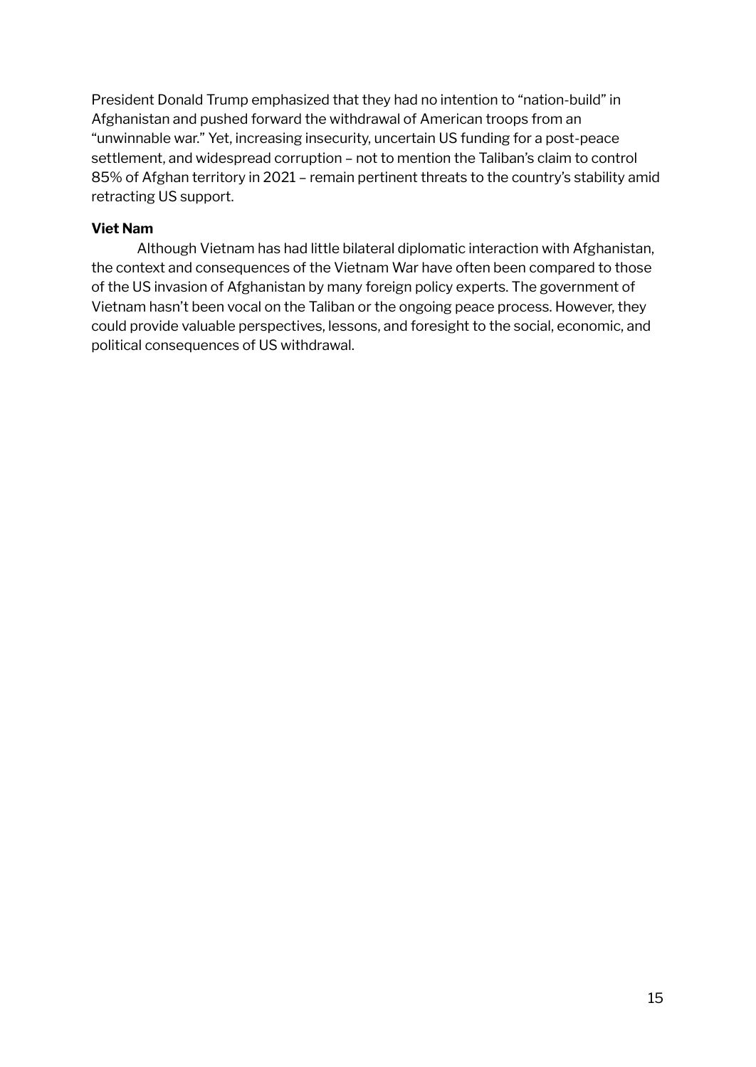President Donald Trump emphasized that they had no intention to "nation-build" in Afghanistan and pushed forward the withdrawal of American troops from an "unwinnable war." Yet, increasing insecurity, uncertain US funding for a post-peace settlement, and widespread corruption – not to mention the Taliban's claim to control 85% of Afghan territory in 2021 – remain pertinent threats to the country's stability amid retracting US support.

**Viet Nam**

Although Vietnam has had little bilateral diplomatic interaction with Afghanistan, the context and consequences of the Vietnam War have often been compared to those of the US invasion of Afghanistan by many foreign policy experts. The government of Vietnam hasn't been vocal on the Taliban or the ongoing peace process. However, they could provide valuable perspectives, lessons, and foresight to the social, economic, and political consequences of US withdrawal.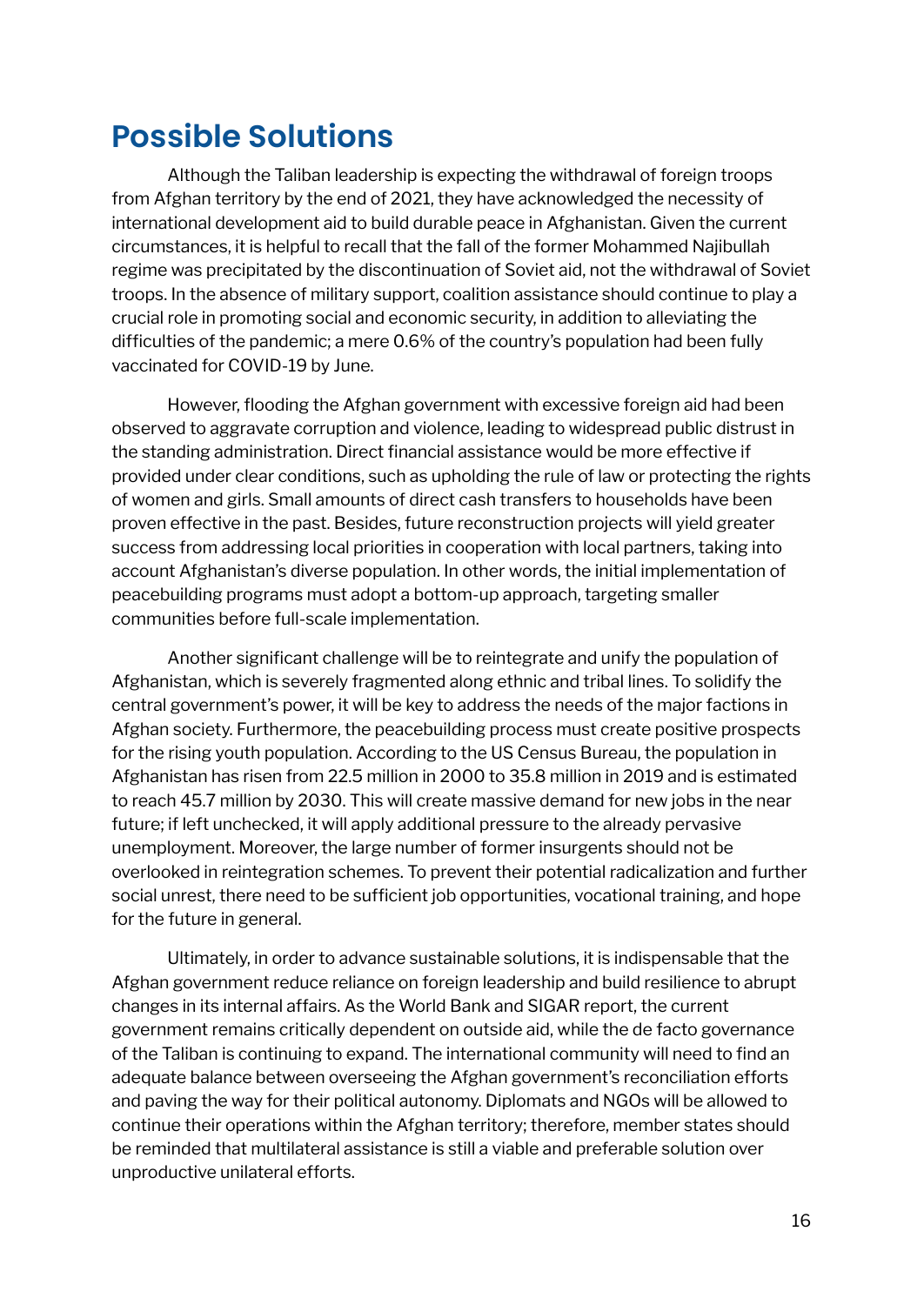## Possible Solutions

Although the Taliban leadership is expecting the withdrawal of foreign troops from Afghan territory by the end of 2021, they have acknowledged the necessity of international development aid to build durable peace in Afghanistan. Given the current circumstances, it is helpful to recall that the fall of the former Mohammed Najibullah regime was precipitated by the discontinuation of Soviet aid, not the withdrawal of Soviet troops. In the absence of military support, coalition assistance should continue to play a crucial role in promoting social and economic security, in addition to alleviating the difficulties of the pandemic; a mere 0.6% of the country's population had been fully vaccinated for COVID-19 by June.

However, flooding the Afghan government with excessive foreign aid had been observed to aggravate corruption and violence, leading to widespread public distrust in the standing administration. Direct financial assistance would be more effective if provided under clear conditions, such as upholding the rule of law or protecting the rights of women and girls. Small amounts of direct cash transfers to households have been proven effective in the past. Besides, future reconstruction projects will yield greater success from addressing local priorities in cooperation with local partners, taking into account Afghanistan's diverse population. In other words, the initial implementation of peacebuilding programs must adopt a bottom-up approach, targeting smaller communities before full-scale implementation.

Another significant challenge will be to reintegrate and unify the population of Afghanistan, which is severely fragmented along ethnic and tribal lines. To solidify the central government's power, it will be key to address the needs of the major factions in Afghan society. Furthermore, the peacebuilding process must create positive prospects for the rising youth population. According to the US Census Bureau, the population in Afghanistan has risen from 22.5 million in 2000 to 35.8 million in 2019 and is estimated to reach 45.7 million by 2030. This will create massive demand for new jobs in the near future; if left unchecked, it will apply additional pressure to the already pervasive unemployment. Moreover, the large number of former insurgents should not be overlooked in reintegration schemes. To prevent their potential radicalization and further social unrest, there need to be sufficient job opportunities, vocational training, and hope for the future in general.

Ultimately, in order to advance sustainable solutions, it is indispensable that the Afghan government reduce reliance on foreign leadership and build resilience to abrupt changes in its internal affairs. As the World Bank and SIGAR report, the current government remains critically dependent on outside aid, while the de facto governance of the Taliban is continuing to expand. The international community will need to find an adequate balance between overseeing the Afghan government's reconciliation efforts and paving the way for their political autonomy. Diplomats and NGOs will be allowed to continue their operations within the Afghan territory; therefore, member states should be reminded that multilateral assistance is still a viable and preferable solution over unproductive unilateral efforts.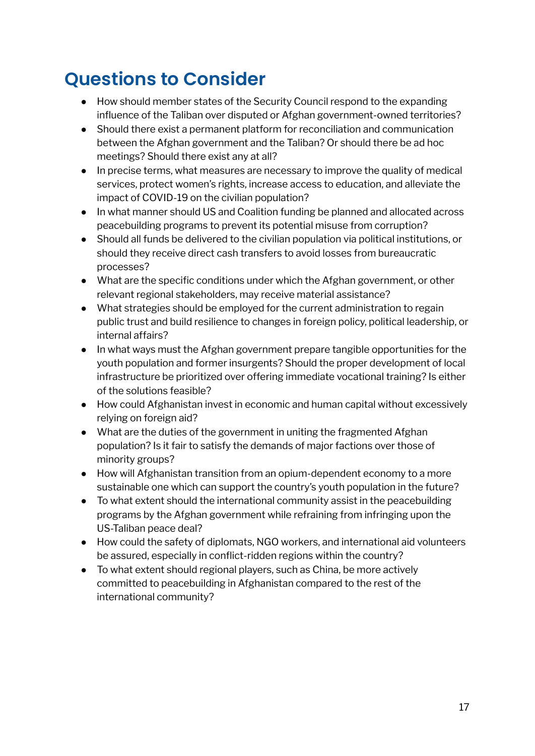## Questions to Consider

- How should member states of the Security Council respond to the expanding influence of the Taliban over disputed or Afghan government-owned territories?
- Should there exist a permanent platform for reconciliation and communication between the Afghan government and the Taliban? Or should there be ad hoc meetings? Should there exist any at all?
- In precise terms, what measures are necessary to improve the quality of medical services, protect women's rights, increase access to education, and alleviate the impact of COVID-19 on the civilian population?
- In what manner should US and Coalition funding be planned and allocated across peacebuilding programs to prevent its potential misuse from corruption?
- Should all funds be delivered to the civilian population via political institutions, or should they receive direct cash transfers to avoid losses from bureaucratic processes?
- What are the specific conditions under which the Afghan government, or other relevant regional stakeholders, may receive material assistance?
- What strategies should be employed for the current administration to regain public trust and build resilience to changes in foreign policy, political leadership, or internal affairs?
- In what ways must the Afghan government prepare tangible opportunities for the youth population and former insurgents? Should the proper development of local infrastructure be prioritized over offering immediate vocational training? Is either of the solutions feasible?
- How could Afghanistan invest in economic and human capital without excessively relying on foreign aid?
- What are the duties of the government in uniting the fragmented Afghan population? Is it fair to satisfy the demands of major factions over those of minority groups?
- How will Afghanistan transition from an opium-dependent economy to a more sustainable one which can support the country's youth population in the future?
- To what extent should the international community assist in the peacebuilding programs by the Afghan government while refraining from infringing upon the US-Taliban peace deal?
- How could the safety of diplomats, NGO workers, and international aid volunteers be assured, especially in conflict-ridden regions within the country?
- To what extent should regional players, such as China, be more actively committed to peacebuilding in Afghanistan compared to the rest of the international community?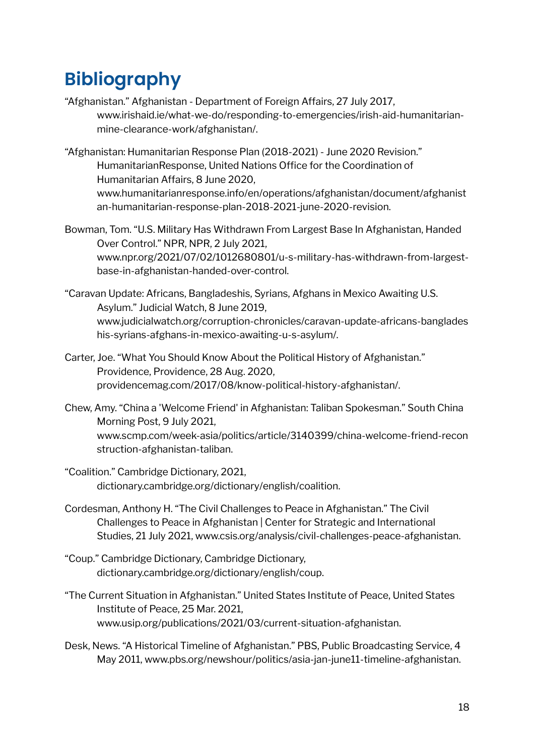# Bibliography

"Afghanistan." Afghanistan - Department of Foreign Affairs, 27 July 2017, www.irishaid.ie/what-we-do/responding-to-emergencies/irish-aid-humanitarian-mine-clearance-work/afghanistan/.

"Afghanistan: Humanitarian Response Plan (2018-2021) - June 2020 Revision." HumanitarianResponse, United Nations Office for the Coordination of Humanitarian Affairs, 8 June 2020, www.humanitarianresponse.info/en/operations/afghanistan/document/afghanistan-humanitarian-response-plan-2018-2021-june-2020-revision.

Bowman, Tom. "U.S. Military Has Withdrawn From Largest Base In Afghanistan, Handed Over Control." NPR, NPR, 2 July 2021, www.npr.org/2021/07/02/1012680801/u-s-military-has-withdrawn-from-largest-base-in-afghanistan-handed-over-control.

"Caravan Update: Africans, Bangladeshis, Syrians, Afghans in Mexico Awaiting U.S. Asylum." Judicial Watch, 8 June 2019, www.judicialwatch.org/corruption-chronicles/caravan-update-africans-bangladeshis-syrians-afghans-in-mexico-awaiting-u-s-asylum/.

Carter, Joe. "What You Should Know About the Political History of Afghanistan." Providence, Providence, 28 Aug. 2020, providencemag.com/2017/08/know-political-history-afghanistan/.

Chew, Amy. "China a 'Welcome Friend' in Afghanistan: Taliban Spokesman." South China Morning Post, 9 July 2021, www.scmp.com/week-asia/politics/article/3140399/china-welcome-friend-reconstruction-afghanistan-taliban.

"Coalition." Cambridge Dictionary, 2021, dictionary.cambridge.org/dictionary/english/coalition.

Cordesman, Anthony H. "The Civil Challenges to Peace in Afghanistan." The Civil Challenges to Peace in Afghanistan | Center for Strategic and International Studies, 21 July 2021, www.csis.org/analysis/civil-challenges-peace-afghanistan.

"Coup." Cambridge Dictionary, Cambridge Dictionary, dictionary.cambridge.org/dictionary/english/coup.

"The Current Situation in Afghanistan." United States Institute of Peace, United States Institute of Peace, 25 Mar. 2021, www.usip.org/publications/2021/03/current-situation-afghanistan.

Desk, News. "A Historical Timeline of Afghanistan." PBS, Public Broadcasting Service, 4 May 2011, www.pbs.org/newshour/politics/asia-jan-june11-timeline-afghanistan.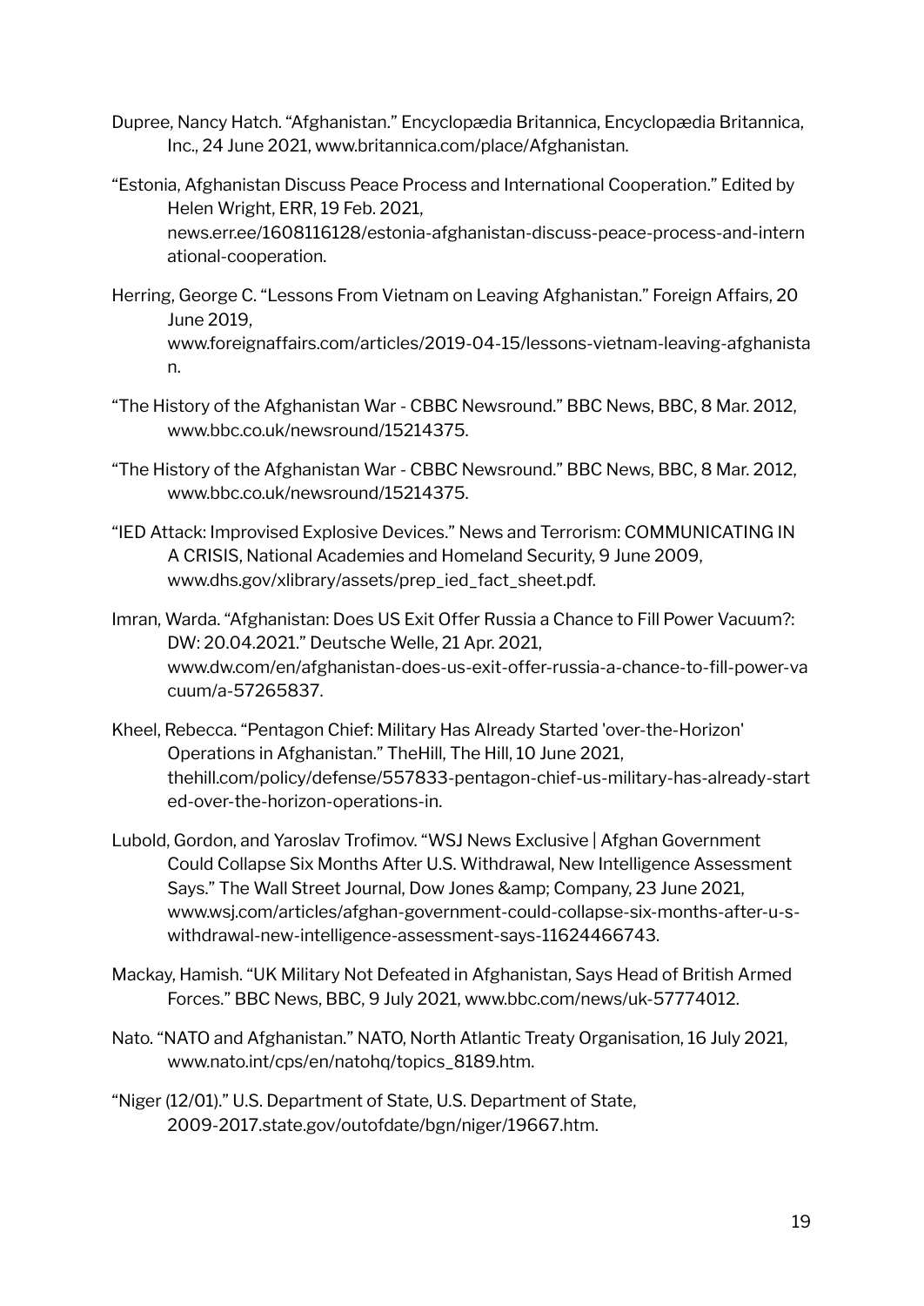Dupree, Nancy Hatch. "Afghanistan." Encyclopædia Britannica, Encyclopædia Britannica, Inc., 24 June 2021, www.britannica.com/place/Afghanistan.

"Estonia, Afghanistan Discuss Peace Process and International Cooperation." Edited by Helen Wright, ERR, 19 Feb. 2021, news.err.ee/1608116128/estonia-afghanistan-discuss-peace-process-and-international-cooperation.

Herring, George C. "Lessons From Vietnam on Leaving Afghanistan." Foreign Affairs, 20 June 2019, www.foreignaffairs.com/articles/2019-04-15/lessons-vietnam-leaving-afghanistan.

"The History of the Afghanistan War - CBBC Newsround." BBC News, BBC, 8 Mar. 2012, www.bbc.co.uk/newsround/15214375.

"The History of the Afghanistan War - CBBC Newsround." BBC News, BBC, 8 Mar. 2012, www.bbc.co.uk/newsround/15214375.

"IED Attack: Improvised Explosive Devices." News and Terrorism: COMMUNICATING IN A CRISIS, National Academies and Homeland Security, 9 June 2009, www.dhs.gov/xlibrary/assets/prep_ied_fact_sheet.pdf.

Imran, Warda. "Afghanistan: Does US Exit Offer Russia a Chance to Fill Power Vacuum?: DW: 20.04.2021." Deutsche Welle, 21 Apr. 2021, www.dw.com/en/afghanistan-does-us-exit-offer-russia-a-chance-to-fill-power-vacuum/a-57265837.

Kheel, Rebecca. "Pentagon Chief: Military Has Already Started 'over-the-Horizon' Operations in Afghanistan." TheHill, The Hill, 10 June 2021, thehill.com/policy/defense/557833-pentagon-chief-us-military-has-already-started-over-the-horizon-operations-in.

Lubold, Gordon, and Yaroslav Trofimov. "WSJ News Exclusive | Afghan Government Could Collapse Six Months After U.S. Withdrawal, New Intelligence Assessment Says." The Wall Street Journal, Dow Jones &amp; Company, 23 June 2021, www.wsj.com/articles/afghan-government-could-collapse-six-months-after-u-s-withdrawal-new-intelligence-assessment-says-11624466743.

Mackay, Hamish. "UK Military Not Defeated in Afghanistan, Says Head of British Armed Forces." BBC News, BBC, 9 July 2021, www.bbc.com/news/uk-57774012.

Nato. "NATO and Afghanistan." NATO, North Atlantic Treaty Organisation, 16 July 2021, www.nato.int/cps/en/natohq/topics_8189.htm.

"Niger (12/01)." U.S. Department of State, U.S. Department of State, 2009-2017.state.gov/outofdate/bgn/niger/19667.htm.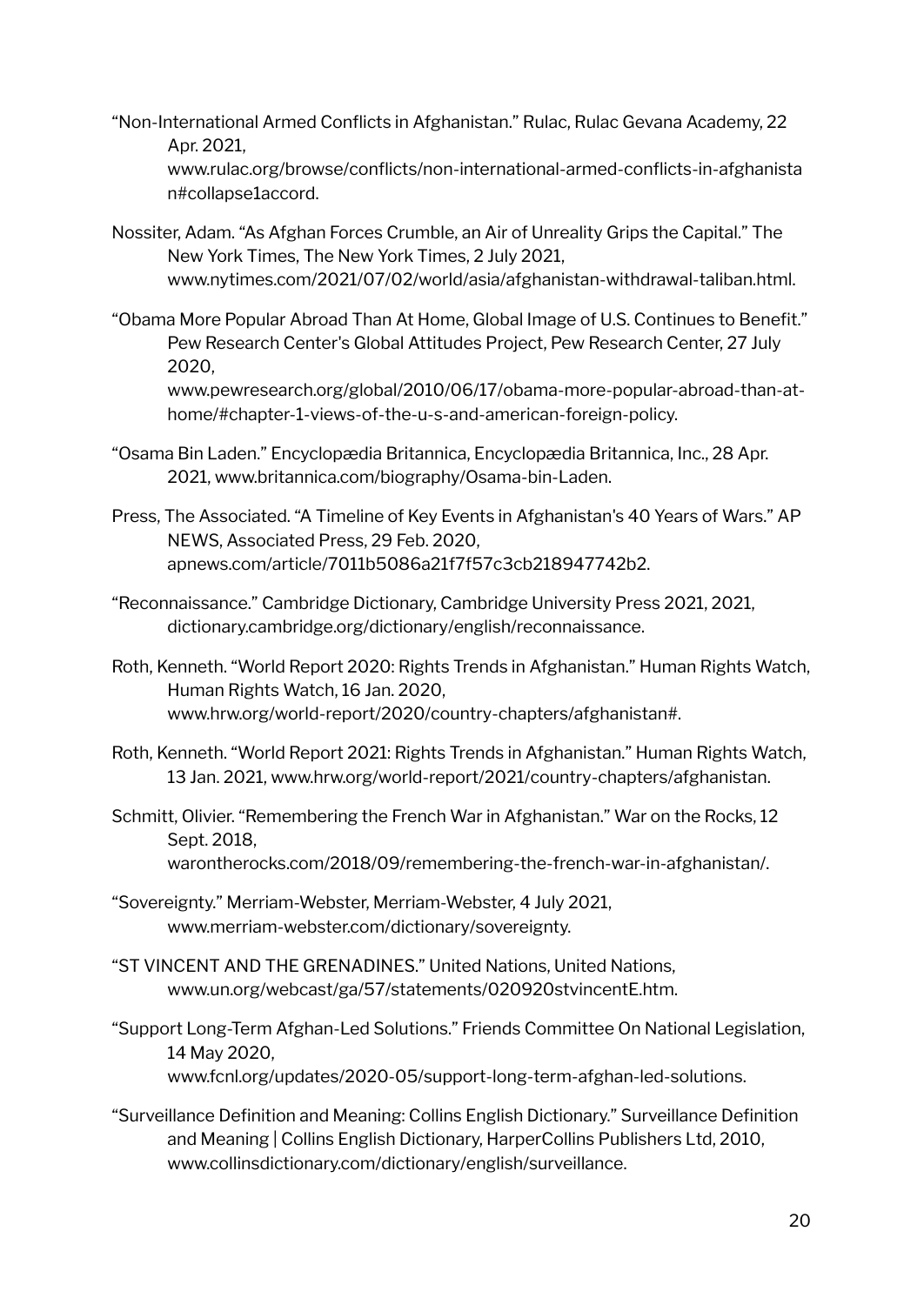"Non-International Armed Conflicts in Afghanistan." Rulac, Rulac Gevana Academy, 22 Apr. 2021, www.rulac.org/browse/conflicts/non-international-armed-conflicts-in-afghanistan#collapse1accord.

Nossiter, Adam. "As Afghan Forces Crumble, an Air of Unreality Grips the Capital." The New York Times, The New York Times, 2 July 2021, www.nytimes.com/2021/07/02/world/asia/afghanistan-withdrawal-taliban.html.

"Obama More Popular Abroad Than At Home, Global Image of U.S. Continues to Benefit." Pew Research Center's Global Attitudes Project, Pew Research Center, 27 July 2020, www.pewresearch.org/global/2010/06/17/obama-more-popular-abroad-than-at-home/#chapter-1-views-of-the-u-s-and-american-foreign-policy.

"Osama Bin Laden." Encyclopædia Britannica, Encyclopædia Britannica, Inc., 28 Apr. 2021, www.britannica.com/biography/Osama-bin-Laden.

Press, The Associated. "A Timeline of Key Events in Afghanistan's 40 Years of Wars." AP NEWS, Associated Press, 29 Feb. 2020, apnews.com/article/7011b5086a21f7f57c3cb218947742b2.

"Reconnaissance." Cambridge Dictionary, Cambridge University Press 2021, 2021, dictionary.cambridge.org/dictionary/english/reconnaissance.

Roth, Kenneth. "World Report 2020: Rights Trends in Afghanistan." Human Rights Watch, Human Rights Watch, 16 Jan. 2020, www.hrw.org/world-report/2020/country-chapters/afghanistan#.

Roth, Kenneth. "World Report 2021: Rights Trends in Afghanistan." Human Rights Watch, 13 Jan. 2021, www.hrw.org/world-report/2021/country-chapters/afghanistan.

Schmitt, Olivier. "Remembering the French War in Afghanistan." War on the Rocks, 12 Sept. 2018, warontherocks.com/2018/09/remembering-the-french-war-in-afghanistan/.

"Sovereignty." Merriam-Webster, Merriam-Webster, 4 July 2021, www.merriam-webster.com/dictionary/sovereignty.

"ST VINCENT AND THE GRENADINES." United Nations, United Nations, www.un.org/webcast/ga/57/statements/020920stvincentE.htm.

"Support Long-Term Afghan-Led Solutions." Friends Committee On National Legislation, 14 May 2020, www.fcnl.org/updates/2020-05/support-long-term-afghan-led-solutions.

"Surveillance Definition and Meaning: Collins English Dictionary." Surveillance Definition and Meaning | Collins English Dictionary, HarperCollins Publishers Ltd, 2010, www.collinsdictionary.com/dictionary/english/surveillance.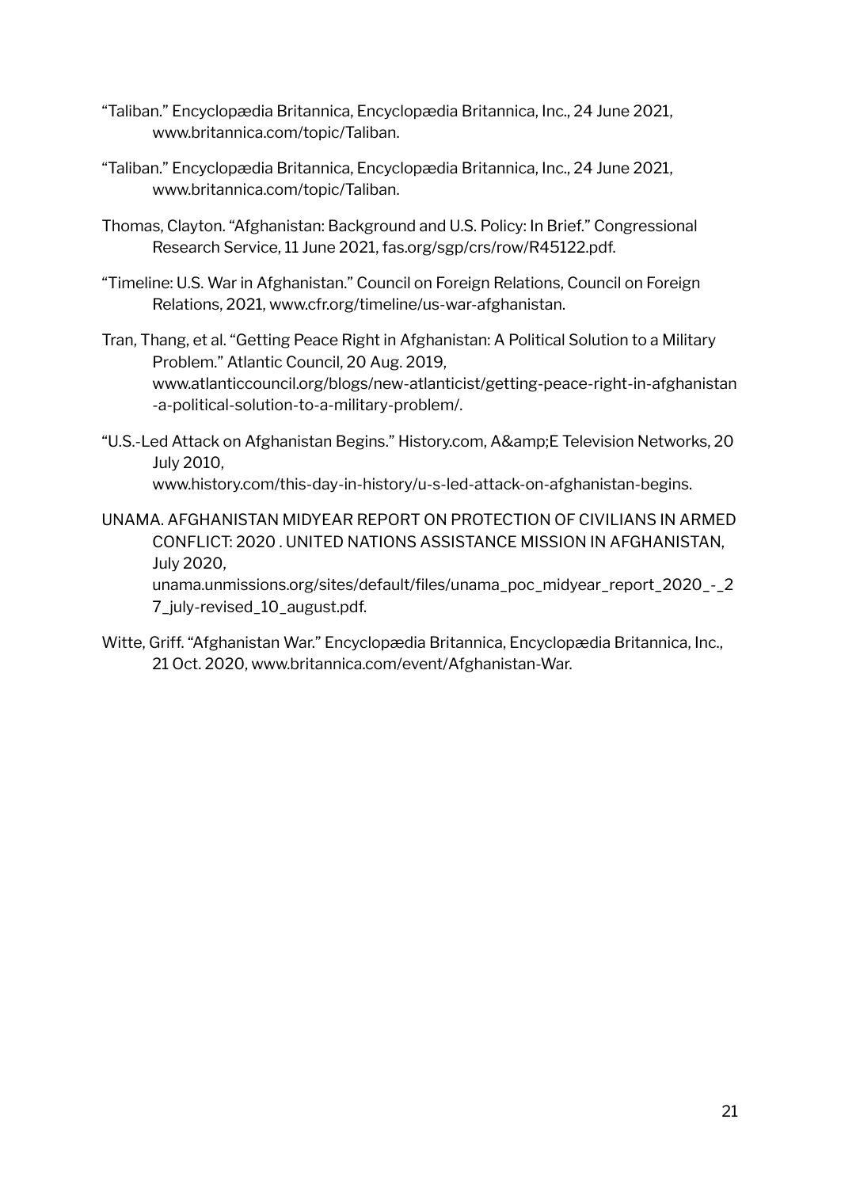"Taliban." Encyclopædia Britannica, Encyclopædia Britannica, Inc., 24 June 2021, www.britannica.com/topic/Taliban.

"Taliban." Encyclopædia Britannica, Encyclopædia Britannica, Inc., 24 June 2021, www.britannica.com/topic/Taliban.

Thomas, Clayton. "Afghanistan: Background and U.S. Policy: In Brief." Congressional Research Service, 11 June 2021, fas.org/sgp/crs/row/R45122.pdf.

"Timeline: U.S. War in Afghanistan." Council on Foreign Relations, Council on Foreign Relations, 2021, www.cfr.org/timeline/us-war-afghanistan.

Tran, Thang, et al. "Getting Peace Right in Afghanistan: A Political Solution to a Military Problem." Atlantic Council, 20 Aug. 2019, www.atlanticcouncil.org/blogs/new-atlanticist/getting-peace-right-in-afghanistan-a-political-solution-to-a-military-problem/.

"U.S.-Led Attack on Afghanistan Begins." History.com, A&amp;E Television Networks, 20 July 2010, www.history.com/this-day-in-history/u-s-led-attack-on-afghanistan-begins.

UNAMA. AFGHANISTAN MIDYEAR REPORT ON PROTECTION OF CIVILIANS IN ARMED CONFLICT: 2020 . UNITED NATIONS ASSISTANCE MISSION IN AFGHANISTAN, July 2020, unama.unmissions.org/sites/default/files/unama_poc_midyear_report_2020_-_27_july-revised_10_august.pdf.

Witte, Griff. "Afghanistan War." Encyclopædia Britannica, Encyclopædia Britannica, Inc., 21 Oct. 2020, www.britannica.com/event/Afghanistan-War.